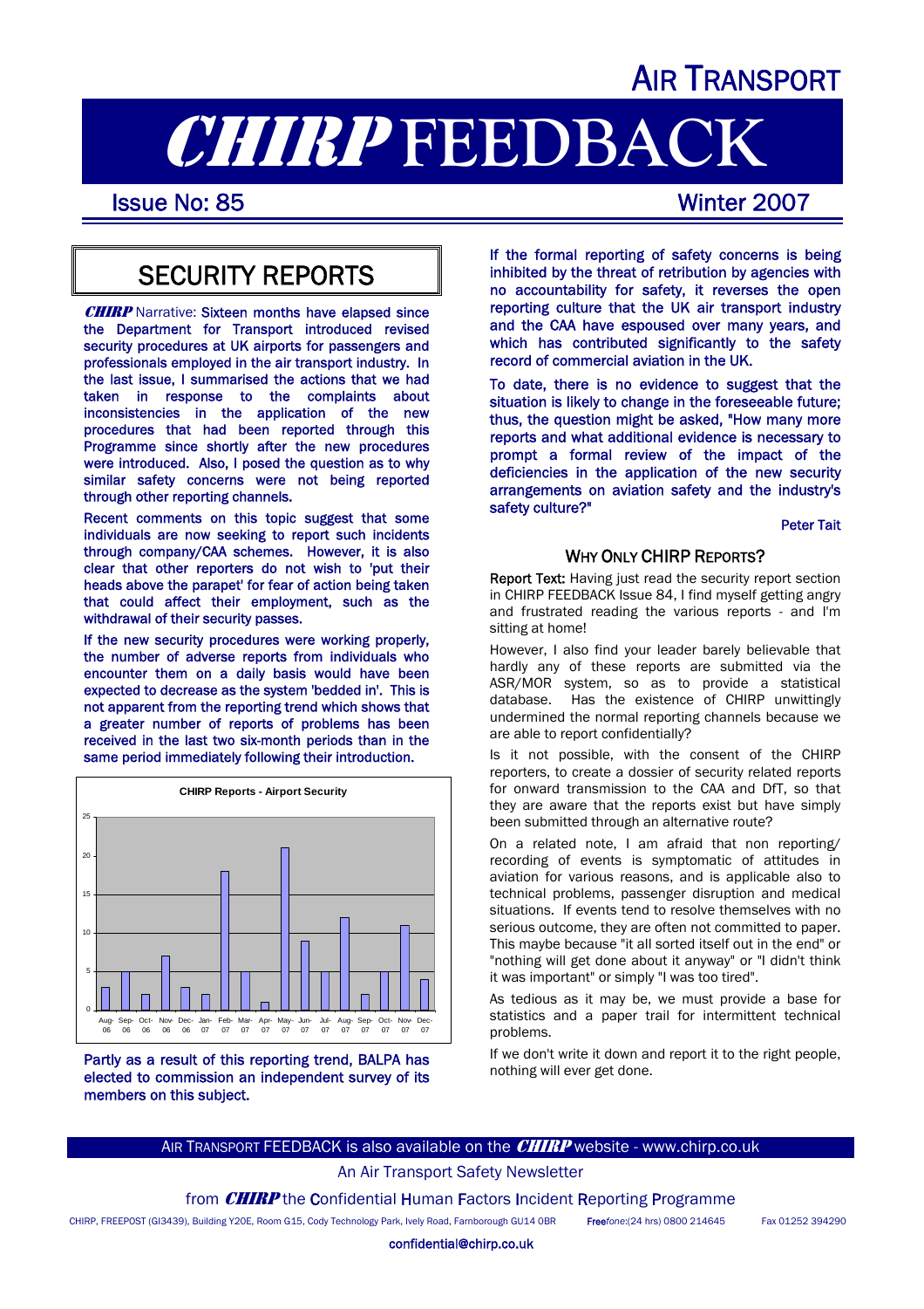# AIR TRANSPORT

# CHIRP FEEDBACK

Issue No: 85 | Winter 2007

## SECURITY REPORTS

**CHIRP** Narrative: Sixteen months have elapsed since the Department for Transport introduced revised security procedures at UK airports for passengers and professionals employed in the air transport industry. In the last issue, I summarised the actions that we had taken in response to the complaints about inconsistencies in the application of the new procedures that had been reported through this Programme since shortly after the new procedures were introduced. Also, I posed the question as to why similar safety concerns were not being reported through other reporting channels.

Recent comments on this topic suggest that some individuals are now seeking to report such incidents through company/CAA schemes. However, it is also clear that other reporters do not wish to 'put their heads above the parapet' for fear of action being taken that could affect their employment, such as the withdrawal of their security passes.

If the new security procedures were working properly, the number of adverse reports from individuals who encounter them on a daily basis would have been expected to decrease as the system 'bedded in'. This is not apparent from the reporting trend which shows that a greater number of reports of problems has been received in the last two six-month periods than in the same period immediately following their introduction.

**CHIRP Reports - Airport Security**

| Month | Reports |
|---|---|
| Aug-06 | 3 |
| Sep-06 | 5 |
| Oct-06 | 2 |
| Nov-06 | 7 |
| Dec-06 | 3 |
| Jan-07 | 2 |
| Feb-07 | 18 |
| Mar-07 | 5 |
| Apr-07 | 1 |
| May-07 | 21 |
| Jun-07 | 9 |
| Jul-07 | 5 |
| Aug-07 | 12 |
| Sep-07 | 2 |
| Oct-07 | 5 |
| Nov-07 | 11 |
| Dec-07 | 4 |

Partly as a result of this reporting trend, BALPA has elected to commission an independent survey of its members on this subject.

If the formal reporting of safety concerns is being inhibited by the threat of retribution by agencies with no accountability for safety, it reverses the open reporting culture that the UK air transport industry and the CAA have espoused over many years, and which has contributed significantly to the safety record of commercial aviation in the UK.

To date, there is no evidence to suggest that the situation is likely to change in the foreseeable future; thus, the question might be asked, "How many more reports and what additional evidence is necessary to prompt a formal review of the impact of the deficiencies in the application of the new security arrangements on aviation safety and the industry's safety culture?"

Peter Tait

### WHY ONLY CHIRP REPORTS?

**Report Text:** Having just read the security report section in CHIRP FEEDBACK Issue 84, I find myself getting angry and frustrated reading the various reports - and I'm sitting at home!

However, I also find your leader barely believable that hardly any of these reports are submitted via the ASR/MOR system, so as to provide a statistical database. Has the existence of CHIRP unwittingly undermined the normal reporting channels because we are able to report confidentially?

Is it not possible, with the consent of the CHIRP reporters, to create a dossier of security related reports for onward transmission to the CAA and DfT, so that they are aware that the reports exist but have simply been submitted through an alternative route?

On a related note, I am afraid that non reporting/ recording of events is symptomatic of attitudes in aviation for various reasons, and is applicable also to technical problems, passenger disruption and medical situations. If events tend to resolve themselves with no serious outcome, they are often not committed to paper. This maybe because "it all sorted itself out in the end" or "nothing will get done about it anyway" or "I didn't think it was important" or simply "I was too tired".

As tedious as it may be, we must provide a base for statistics and a paper trail for intermittent technical problems.

If we don't write it down and report it to the right people, nothing will ever get done.

AIR TRANSPORT FEEDBACK is also available on the CHIRP website - www.chirp.co.uk

An Air Transport Safety Newsletter

from CHIRP the Confidential Human Factors Incident Reporting Programme

CHIRP, FREEPOST (GI3439), Building Y20E, Room G15, Cody Technology Park, Ively Road, Farnborough GU14 0BR | Freefone:(24 hrs) 0800 214645 | Fax 01252 394290

confidential@chirp.co.uk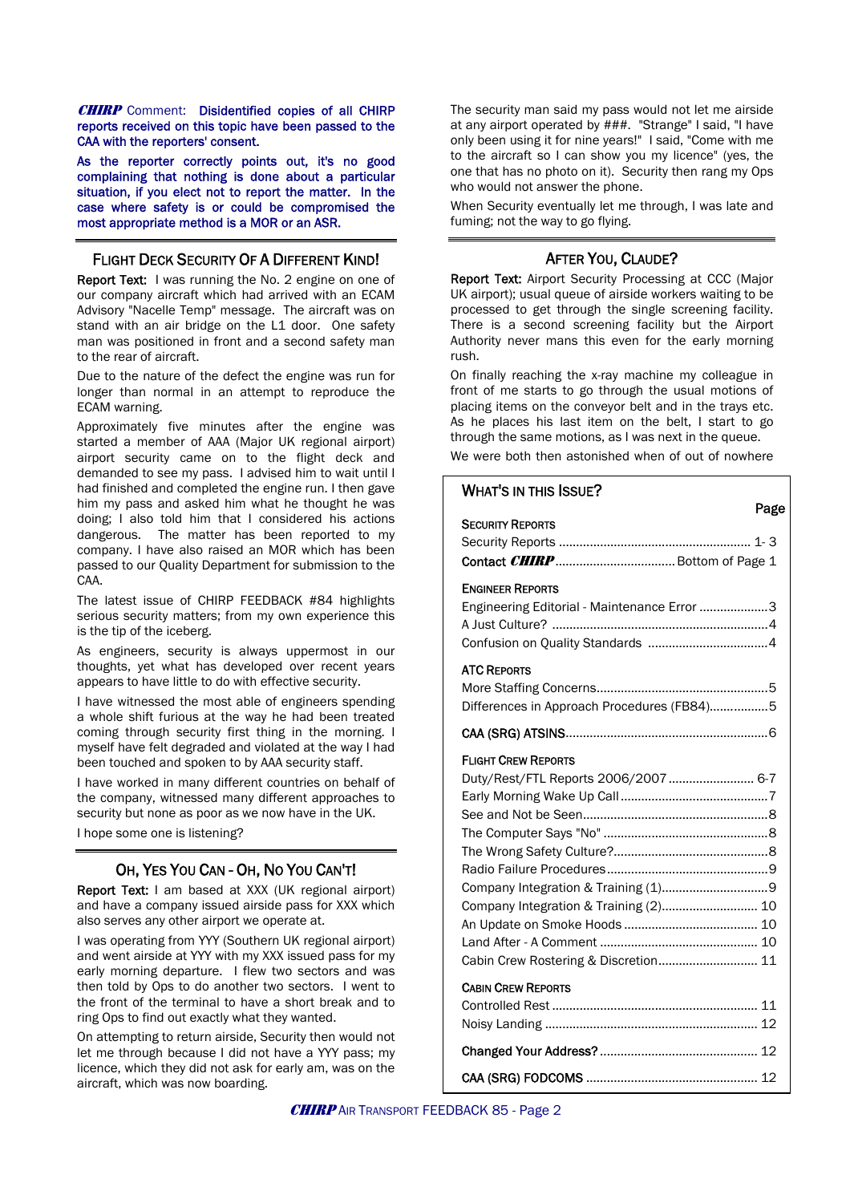***CHIRP*** Comment: **Disidentified copies of all CHIRP reports received on this topic have been passed to the CAA with the reporters' consent.**

**As the reporter correctly points out, it's no good complaining that nothing is done about a particular situation, if you elect not to report the matter. In the case where safety is or could be compromised the most appropriate method is a MOR or an ASR.**

## Flight Deck Security Of A Different Kind!

**Report Text:** I was running the No. 2 engine on one of our company aircraft which had arrived with an ECAM Advisory "Nacelle Temp" message. The aircraft was on stand with an air bridge on the L1 door. One safety man was positioned in front and a second safety man to the rear of aircraft.

Due to the nature of the defect the engine was run for longer than normal in an attempt to reproduce the ECAM warning.

Approximately five minutes after the engine was started a member of AAA (Major UK regional airport) airport security came on to the flight deck and demanded to see my pass. I advised him to wait until I had finished and completed the engine run. I then gave him my pass and asked him what he thought he was doing; I also told him that I considered his actions dangerous. The matter has been reported to my company. I have also raised an MOR which has been passed to our Quality Department for submission to the CAA.

The latest issue of CHIRP FEEDBACK #84 highlights serious security matters; from my own experience this is the tip of the iceberg.

As engineers, security is always uppermost in our thoughts, yet what has developed over recent years appears to have little to do with effective security.

I have witnessed the most able of engineers spending a whole shift furious at the way he had been treated coming through security first thing in the morning. I myself have felt degraded and violated at the way I had been touched and spoken to by AAA security staff.

I have worked in many different countries on behalf of the company, witnessed many different approaches to security but none as poor as we now have in the UK.

I hope some one is listening?

## Oh, Yes You Can - Oh, No You Can't!

**Report Text:** I am based at XXX (UK regional airport) and have a company issued airside pass for XXX which also serves any other airport we operate at.

I was operating from YYY (Southern UK regional airport) and went airside at YYY with my XXX issued pass for my early morning departure. I flew two sectors and was then told by Ops to do another two sectors. I went to the front of the terminal to have a short break and to ring Ops to find out exactly what they wanted.

On attempting to return airside, Security then would not let me through because I did not have a YYY pass; my licence, which they did not ask for early am, was on the aircraft, which was now boarding.

The security man said my pass would not let me airside at any airport operated by ###. "Strange" I said, "I have only been using it for nine years!" I said, "Come with me to the aircraft so I can show you my licence" (yes, the one that has no photo on it). Security then rang my Ops who would not answer the phone.

When Security eventually let me through, I was late and fuming; not the way to go flying.

## After You, Claude?

**Report Text:** Airport Security Processing at CCC (Major UK airport); usual queue of airside workers waiting to be processed to get through the single screening facility. There is a second screening facility but the Airport Authority never mans this even for the early morning rush.

On finally reaching the x-ray machine my colleague in front of me starts to go through the usual motions of placing items on the conveyor belt and in the trays etc. As he places his last item on the belt, I start to go through the same motions, as I was next in the queue.

We were both then astonished when of out of nowhere

## What's In This Issue?

| | Page |
|---|---|
| **Security Reports** | |
| Security Reports | 1- 3 |
| **Contact *CHIRP*** | Bottom of Page 1 |
| **Engineer Reports** | |
| Engineering Editorial - Maintenance Error | 3 |
| A Just Culture? | 4 |
| Confusion on Quality Standards | 4 |
| **ATC Reports** | |
| More Staffing Concerns | 5 |
| Differences in Approach Procedures (FB84) | 5 |
| **CAA (SRG) ATSINS** | 6 |
| **Flight Crew Reports** | |
| Duty/Rest/FTL Reports 2006/2007 | 6-7 |
| Early Morning Wake Up Call | 7 |
| See and Not be Seen | 8 |
| The Computer Says "No" | 8 |
| The Wrong Safety Culture? | 8 |
| Radio Failure Procedures | 9 |
| Company Integration & Training (1) | 9 |
| Company Integration & Training (2) | 10 |
| An Update on Smoke Hoods | 10 |
| Land After - A Comment | 10 |
| Cabin Crew Rostering & Discretion | 11 |
| **Cabin Crew Reports** | |
| Controlled Rest | 11 |
| Noisy Landing | 12 |
| **Changed Your Address?** | 12 |
| **CAA (SRG) FODCOMS** | 12 |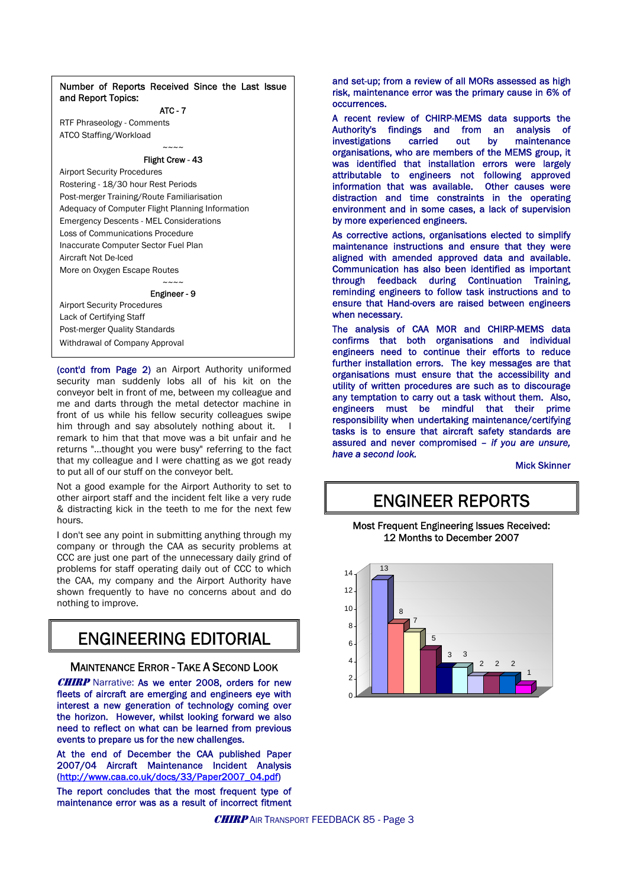Number of Reports Received Since the Last Issue and Report Topics:

**ATC - 7**

RTF Phraseology - Comments
ATCO Staffing/Workload

~~~~

**Flight Crew - 43**

Airport Security Procedures
Rostering - 18/30 hour Rest Periods
Post-merger Training/Route Familiarisation
Adequacy of Computer Flight Planning Information
Emergency Descents - MEL Considerations
Loss of Communications Procedure
Inaccurate Computer Sector Fuel Plan
Aircraft Not De-Iced
More on Oxygen Escape Routes

~~~~

**Engineer - 9**

Airport Security Procedures
Lack of Certifying Staff
Post-merger Quality Standards
Withdrawal of Company Approval

(cont'd from Page 2) an Airport Authority uniformed security man suddenly lobs all of his kit on the conveyor belt in front of me, between my colleague and me and darts through the metal detector machine in front of us while his fellow security colleagues swipe him through and say absolutely nothing about it. I remark to him that that move was a bit unfair and he returns "...thought you were busy" referring to the fact that my colleague and I were chatting as we got ready to put all of our stuff on the conveyor belt.

Not a good example for the Airport Authority to set to other airport staff and the incident felt like a very rude & distracting kick in the teeth to me for the next few hours.

I don't see any point in submitting anything through my company or through the CAA as security problems at CCC are just one part of the unnecessary daily grind of problems for staff operating daily out of CCC to which the CAA, my company and the Airport Authority have shown frequently to have no concerns about and do nothing to improve.

# ENGINEERING EDITORIAL

## Maintenance Error - Take A Second Look

***CHIRP*** Narrative: As we enter 2008, orders for new fleets of aircraft are emerging and engineers eye with interest a new generation of technology coming over the horizon. However, whilst looking forward we also need to reflect on what can be learned from previous events to prepare us for the new challenges.

At the end of December the CAA published Paper 2007/04 Aircraft Maintenance Incident Analysis (http://www.caa.co.uk/docs/33/Paper2007_04.pdf)

The report concludes that the most frequent type of maintenance error was as a result of incorrect fitment and set-up; from a review of all MORs assessed as high risk, maintenance error was the primary cause in 6% of occurrences.

A recent review of CHIRP-MEMS data supports the Authority's findings and from an analysis of investigations carried out by maintenance organisations, who are members of the MEMS group, it was identified that installation errors were largely attributable to engineers not following approved information that was available. Other causes were distraction and time constraints in the operating environment and in some cases, a lack of supervision by more experienced engineers.

As corrective actions, organisations elected to simplify maintenance instructions and ensure that they were aligned with amended approved data and available. Communication has also been identified as important through feedback during Continuation Training, reminding engineers to follow task instructions and to ensure that Hand-overs are raised between engineers when necessary.

The analysis of CAA MOR and CHIRP-MEMS data confirms that both organisations and individual engineers need to continue their efforts to reduce further installation errors. The key messages are that organisations must ensure that the accessibility and utility of written procedures are such as to discourage any temptation to carry out a task without them. Also, engineers must be mindful that their prime responsibility when undertaking maintenance/certifying tasks is to ensure that aircraft safety standards are assured and never compromised – *if you are unsure, have a second look.*

Mick Skinner

# ENGINEER REPORTS

Most Frequent Engineering Issues Received:
12 Months to December 2007

| Bar | 1 | 2 | 3 | 4 | 5 | 6 | 7 | 8 | 9 | 10 |
|---|---|---|---|---|---|---|---|---|---|---|
| Count | 13 | 8 | 7 | 5 | 3 | 3 | 2 | 2 | 2 | 1 |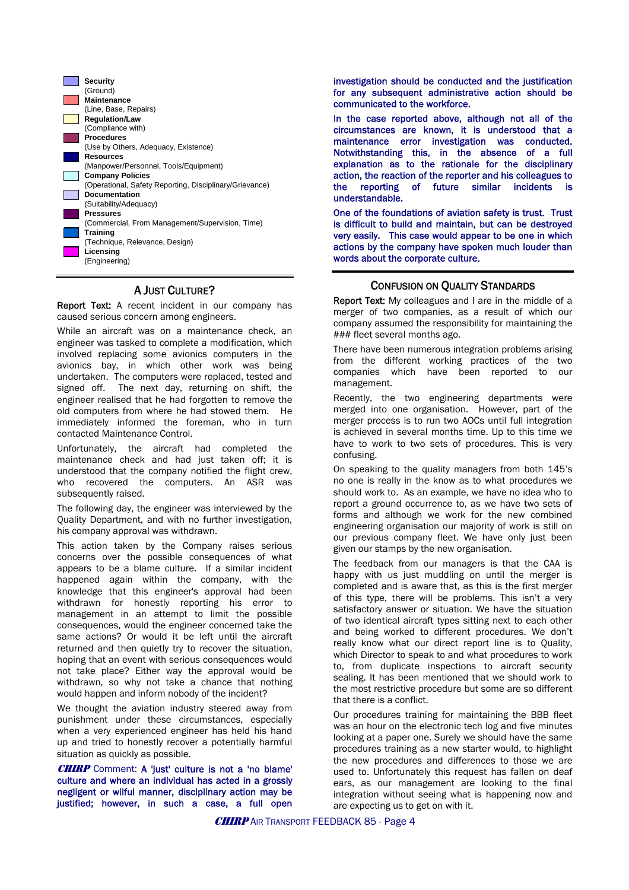- **Security** (Ground)
- **Maintenance** (Line, Base, Repairs)
- **Regulation/Law** (Compliance with)
- **Procedures** (Use by Others, Adequacy, Existence)
- **Resources** (Manpower/Personnel, Tools/Equipment)
- **Company Policies** (Operational, Safety Reporting, Disciplinary/Grievance)
- **Documentation** (Suitability/Adequacy)
- **Pressures** (Commercial, From Management/Supervision, Time)
- **Training** (Technique, Relevance, Design)
- **Licensing** (Engineering)

## A JUST CULTURE?

**Report Text:** A recent incident in our company has caused serious concern among engineers.

While an aircraft was on a maintenance check, an engineer was tasked to complete a modification, which involved replacing some avionics computers in the avionics bay, in which other work was being undertaken. The computers were replaced, tested and signed off. The next day, returning on shift, the engineer realised that he had forgotten to remove the old computers from where he had stowed them. He immediately informed the foreman, who in turn contacted Maintenance Control.

Unfortunately, the aircraft had completed the maintenance check and had just taken off; it is understood that the company notified the flight crew, who recovered the computers. An ASR was subsequently raised.

The following day, the engineer was interviewed by the Quality Department, and with no further investigation, his company approval was withdrawn.

This action taken by the Company raises serious concerns over the possible consequences of what appears to be a blame culture. If a similar incident happened again within the company, with the knowledge that this engineer's approval had been withdrawn for honestly reporting his error to management in an attempt to limit the possible consequences, would the engineer concerned take the same actions? Or would it be left until the aircraft returned and then quietly try to recover the situation, hoping that an event with serious consequences would not take place? Either way the approval would be withdrawn, so why not take a chance that nothing would happen and inform nobody of the incident?

We thought the aviation industry steered away from punishment under these circumstances, especially when a very experienced engineer has held his hand up and tried to honestly recover a potentially harmful situation as quickly as possible.

***CHIRP*** Comment: **A 'just' culture is not a 'no blame' culture and where an individual has acted in a grossly negligent or wilful manner, disciplinary action may be justified; however, in such a case, a full open investigation should be conducted and the justification for any subsequent administrative action should be communicated to the workforce.**

**In the case reported above, although not all of the circumstances are known, it is understood that a maintenance error investigation was conducted. Notwithstanding this, in the absence of a full explanation as to the rationale for the disciplinary action, the reaction of the reporter and his colleagues to the reporting of future similar incidents is understandable.**

**One of the foundations of aviation safety is trust. Trust is difficult to build and maintain, but can be destroyed very easily. This case would appear to be one in which actions by the company have spoken much louder than words about the corporate culture.**

## CONFUSION ON QUALITY STANDARDS

**Report Text:** My colleagues and I are in the middle of a merger of two companies, as a result of which our company assumed the responsibility for maintaining the ### fleet several months ago.

There have been numerous integration problems arising from the different working practices of the two companies which have been reported to our management.

Recently, the two engineering departments were merged into one organisation. However, part of the merger process is to run two AOCs until full integration is achieved in several months time. Up to this time we have to work to two sets of procedures. This is very confusing.

On speaking to the quality managers from both 145's no one is really in the know as to what procedures we should work to. As an example, we have no idea who to report a ground occurrence to, as we have two sets of forms and although we work for the new combined engineering organisation our majority of work is still on our previous company fleet. We have only just been given our stamps by the new organisation.

The feedback from our managers is that the CAA is happy with us just muddling on until the merger is completed and is aware that, as this is the first merger of this type, there will be problems. This isn't a very satisfactory answer or situation. We have the situation of two identical aircraft types sitting next to each other and being worked to different procedures. We don't really know what our direct report line is to Quality, which Director to speak to and what procedures to work to, from duplicate inspections to aircraft security sealing. It has been mentioned that we should work to the most restrictive procedure but some are so different that there is a conflict.

Our procedures training for maintaining the BBB fleet was an hour on the electronic tech log and five minutes looking at a paper one. Surely we should have the same procedures training as a new starter would, to highlight the new procedures and differences to those we are used to. Unfortunately this request has fallen on deaf ears, as our management are looking to the final integration without seeing what is happening now and are expecting us to get on with it.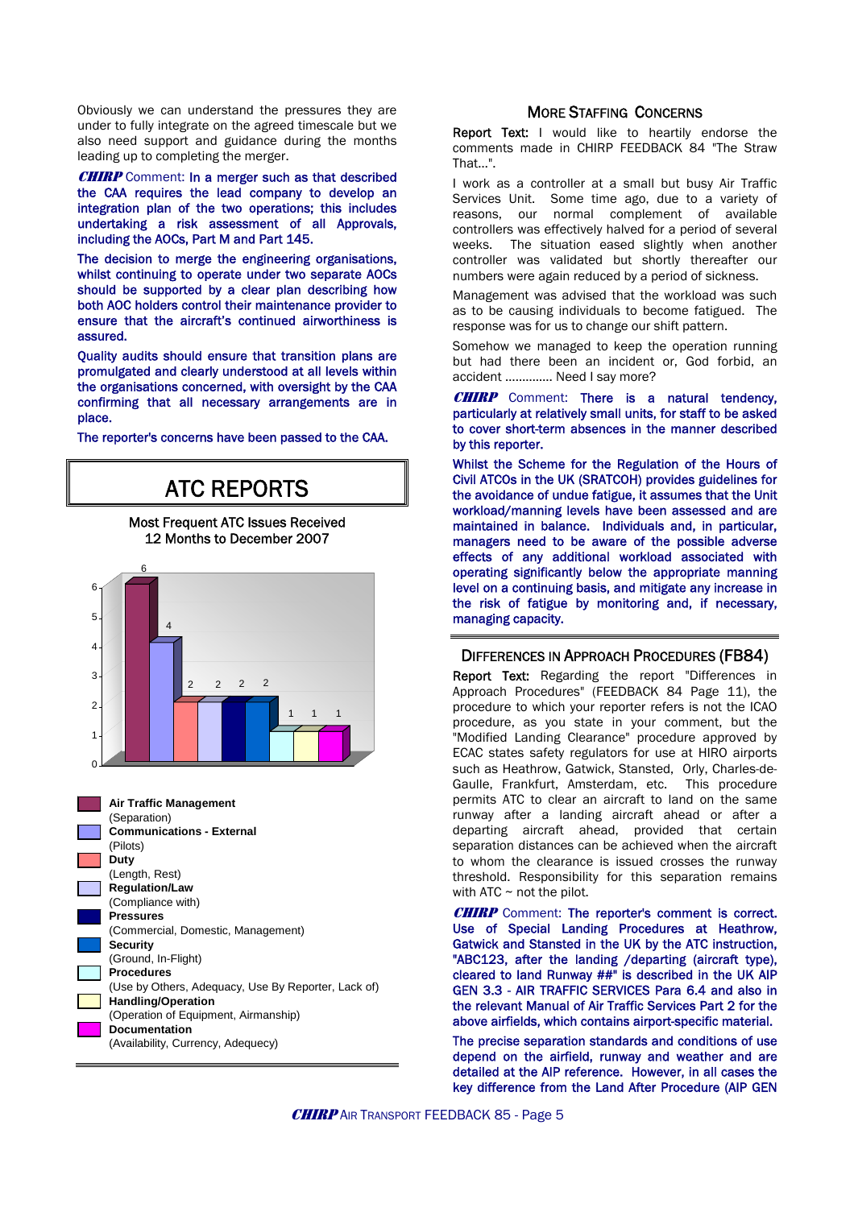Obviously we can understand the pressures they are under to fully integrate on the agreed timescale but we also need support and guidance during the months leading up to completing the merger.

***CHIRP*** Comment: In a merger such as that described the CAA requires the lead company to develop an integration plan of the two operations; this includes undertaking a risk assessment of all Approvals, including the AOCs, Part M and Part 145.

The decision to merge the engineering organisations, whilst continuing to operate under two separate AOCs should be supported by a clear plan describing how both AOC holders control their maintenance provider to ensure that the aircraft's continued airworthiness is assured.

Quality audits should ensure that transition plans are promulgated and clearly understood at all levels within the organisations concerned, with oversight by the CAA confirming that all necessary arrangements are in place.

The reporter's concerns have been passed to the CAA.

# ATC REPORTS

Most Frequent ATC Issues Received
12 Months to December 2007

| Issue | Number |
|---|---|
| **Air Traffic Management** (Separation) | 6 |
| **Communications - External** (Pilots) | 4 |
| **Duty** (Length, Rest) | 2 |
| **Regulation/Law** (Compliance with) | 2 |
| **Pressures** (Commercial, Domestic, Management) | 2 |
| **Security** (Ground, In-Flight) | 2 |
| **Procedures** (Use by Others, Adequacy, Use By Reporter, Lack of) | 1 |
| **Handling/Operation** (Operation of Equipment, Airmanship) | 1 |
| **Documentation** (Availability, Currency, Adequecy) | 1 |

## MORE STAFFING CONCERNS

**Report Text:** I would like to heartily endorse the comments made in CHIRP FEEDBACK 84 "The Straw That...".

I work as a controller at a small but busy Air Traffic Services Unit. Some time ago, due to a variety of reasons, our normal complement of available controllers was effectively halved for a period of several weeks. The situation eased slightly when another controller was validated but shortly thereafter our numbers were again reduced by a period of sickness.

Management was advised that the workload was such as to be causing individuals to become fatigued. The response was for us to change our shift pattern.

Somehow we managed to keep the operation running but had there been an incident or, God forbid, an accident ............. Need I say more?

***CHIRP*** Comment: There is a natural tendency, particularly at relatively small units, for staff to be asked to cover short-term absences in the manner described by this reporter.

Whilst the Scheme for the Regulation of the Hours of Civil ATCOs in the UK (SRATCOH) provides guidelines for the avoidance of undue fatigue, it assumes that the Unit workload/manning levels have been assessed and are maintained in balance. Individuals and, in particular, managers need to be aware of the possible adverse effects of any additional workload associated with operating significantly below the appropriate manning level on a continuing basis, and mitigate any increase in the risk of fatigue by monitoring and, if necessary, managing capacity.

## DIFFERENCES IN APPROACH PROCEDURES (FB84)

**Report Text:** Regarding the report "Differences in Approach Procedures" (FEEDBACK 84 Page 11), the procedure to which your reporter refers is not the ICAO procedure, as you state in your comment, but the "Modified Landing Clearance" procedure approved by ECAC states safety regulators for use at HIRO airports such as Heathrow, Gatwick, Stansted, Orly, Charles-de-Gaulle, Frankfurt, Amsterdam, etc. This procedure permits ATC to clear an aircraft to land on the same runway after a landing aircraft ahead or after a departing aircraft ahead, provided that certain separation distances can be achieved when the aircraft to whom the clearance is issued crosses the runway threshold. Responsibility for this separation remains with ATC ~ not the pilot.

***CHIRP*** Comment: The reporter's comment is correct. Use of Special Landing Procedures at Heathrow, Gatwick and Stansted in the UK by the ATC instruction, "ABC123, after the landing /departing (aircraft type), cleared to land Runway ##" is described in the UK AIP GEN 3.3 - AIR TRAFFIC SERVICES Para 6.4 and also in the relevant Manual of Air Traffic Services Part 2 for the above airfields, which contains airport-specific material.

The precise separation standards and conditions of use depend on the airfield, runway and weather and are detailed at the AIP reference. However, in all cases the key difference from the Land After Procedure (AIP GEN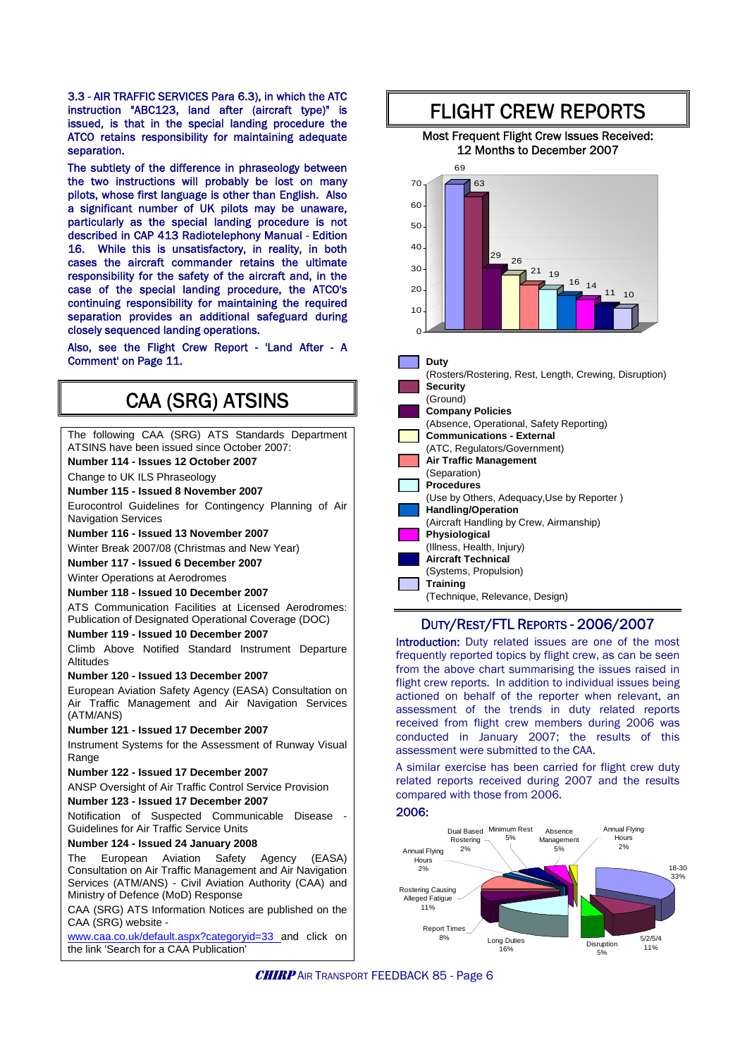3.3 - AIR TRAFFIC SERVICES Para 6.3), in which the ATC instruction "ABC123, land after (aircraft type)" is issued, is that in the special landing procedure the ATCO retains responsibility for maintaining adequate separation.

The subtlety of the difference in phraseology between the two instructions will probably be lost on many pilots, whose first language is other than English. Also a significant number of UK pilots may be unaware, particularly as the special landing procedure is not described in CAP 413 Radiotelephony Manual - Edition 16. While this is unsatisfactory, in reality, in both cases the aircraft commander retains the ultimate responsibility for the safety of the aircraft and, in the case of the special landing procedure, the ATCO's continuing responsibility for maintaining the required separation provides an additional safeguard during closely sequenced landing operations.

Also, see the Flight Crew Report - 'Land After - A Comment' on Page 11.

## CAA (SRG) ATSINS

The following CAA (SRG) ATS Standards Department ATSINS have been issued since October 2007:

**Number 114 - Issues 12 October 2007**

Change to UK ILS Phraseology

**Number 115 - Issued 8 November 2007**

Eurocontrol Guidelines for Contingency Planning of Air Navigation Services

**Number 116 - Issued 13 November 2007**

Winter Break 2007/08 (Christmas and New Year)

**Number 117 - Issued 6 December 2007**

Winter Operations at Aerodromes

**Number 118 - Issued 10 December 2007**

ATS Communication Facilities at Licensed Aerodromes: Publication of Designated Operational Coverage (DOC)

**Number 119 - Issued 10 December 2007**

Climb Above Notified Standard Instrument Departure Altitudes

**Number 120 - Issued 13 December 2007**

European Aviation Safety Agency (EASA) Consultation on Air Traffic Management and Air Navigation Services (ATM/ANS)

**Number 121 - Issued 17 December 2007**

Instrument Systems for the Assessment of Runway Visual Range

**Number 122 - Issued 17 December 2007**

ANSP Oversight of Air Traffic Control Service Provision

**Number 123 - Issued 17 December 2007**

Notification of Suspected Communicable Disease - Guidelines for Air Traffic Service Units

**Number 124 - Issued 24 January 2008**

The European Aviation Safety Agency (EASA) Consultation on Air Traffic Management and Air Navigation Services (ATM/ANS) - Civil Aviation Authority (CAA) and Ministry of Defence (MoD) Response

CAA (SRG) ATS Information Notices are published on the CAA (SRG) website - www.caa.co.uk/default.aspx?categoryid=33 and click on the link 'Search for a CAA Publication'

## FLIGHT CREW REPORTS

Most Frequent Flight Crew Issues Received: 12 Months to December 2007

| Issue | Number |
|---|---|
| **Duty** (Rosters/Rostering, Rest, Length, Crewing, Disruption) | 69 |
| **Security** (Ground) | 63 |
| **Company Policies** (Absence, Operational, Safety Reporting) | 29 |
| **Communications - External** (ATC, Regulators/Government) | 26 |
| **Air Traffic Management** (Separation) | 21 |
| **Procedures** (Use by Others, Adequacy, Use by Reporter ) | 19 |
| **Handling/Operation** (Aircraft Handling by Crew, Airmanship) | 16 |
| **Physiological** (Illness, Health, Injury) | 14 |
| **Aircraft Technical** (Systems, Propulsion) | 11 |
| **Training** (Technique, Relevance, Design) | 10 |

### DUTY/REST/FTL REPORTS - 2006/2007

**Introduction:** Duty related issues are one of the most frequently reported topics by flight crew, as can be seen from the above chart summarising the issues raised in flight crew reports. In addition to individual issues being actioned on behalf of the reporter when relevant, an assessment of the trends in duty related reports received from flight crew members during 2006 was conducted in January 2007; the results of this assessment were submitted to the CAA.

A similar exercise has been carried for flight crew duty related reports received during 2007 and the results compared with those from 2006.

**2006:**

| Category | Share |
|---|---|
| 18-30 | 33% |
| 5/2/5/4 | 11% |
| Disruption | 5% |
| Long Duties | 16% |
| Report Times | 8% |
| Rostering Causing Alleged Fatigue | 11% |
| Annual Flying Hours | 2% |
| Dual Based Rostering | 2% |
| Minimum Rest | 5% |
| Absence Management | 5% |
| Annual Flying Hours | 2% |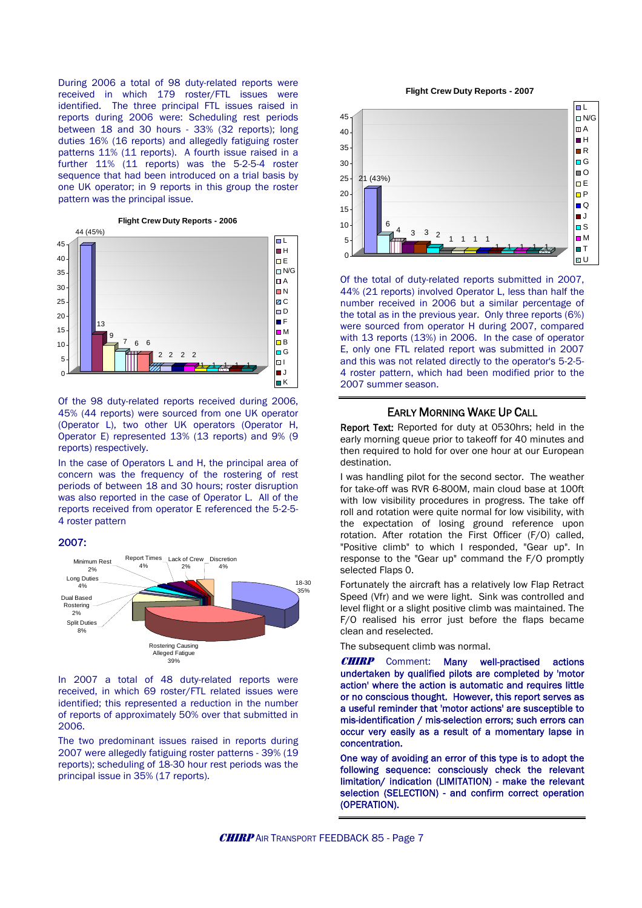During 2006 a total of 98 duty-related reports were received in which 179 roster/FTL issues were identified. The three principal FTL issues raised in reports during 2006 were: Scheduling rest periods between 18 and 30 hours - 33% (32 reports); long duties 16% (16 reports) and allegedly fatiguing roster patterns 11% (11 reports). A fourth issue raised in a further 11% (11 reports) was the 5-2-5-4 roster sequence that had been introduced on a trial basis by one UK operator; in 9 reports in this group the roster pattern was the principal issue.

**Flight Crew Duty Reports - 2006**

Of the 98 duty-related reports received during 2006, 45% (44 reports) were sourced from one UK operator (Operator L), two other UK operators (Operator H, Operator E) represented 13% (13 reports) and 9% (9 reports) respectively.

In the case of Operators L and H, the principal area of concern was the frequency of the rostering of rest periods of between 18 and 30 hours; roster disruption was also reported in the case of Operator L. All of the reports received from operator E referenced the 5-2-5-4 roster pattern

## 2007:

In 2007 a total of 48 duty-related reports were received, in which 69 roster/FTL related issues were identified; this represented a reduction in the number of reports of approximately 50% over that submitted in 2006.

The two predominant issues raised in reports during 2007 were allegedly fatiguing roster patterns - 39% (19 reports); scheduling of 18-30 hour rest periods was the principal issue in 35% (17 reports).

**Flight Crew Duty Reports - 2007**

Of the total of duty-related reports submitted in 2007, 44% (21 reports) involved Operator L, less than half the number received in 2006 but a similar percentage of the total as in the previous year. Only three reports (6%) were sourced from operator H during 2007, compared with 13 reports (13%) in 2006. In the case of operator E, only one FTL related report was submitted in 2007 and this was not related directly to the operator's 5-2-5-4 roster pattern, which had been modified prior to the 2007 summer season.

## EARLY MORNING WAKE UP CALL

**Report Text:** Reported for duty at 0530hrs; held in the early morning queue prior to takeoff for 40 minutes and then required to hold for over one hour at our European destination.

I was handling pilot for the second sector. The weather for take-off was RVR 6-800M, main cloud base at 100ft with low visibility procedures in progress. The take off roll and rotation were quite normal for low visibility, with the expectation of losing ground reference upon rotation. After rotation the First Officer (F/O) called, "Positive climb" to which I responded, "Gear up". In response to the "Gear up" command the F/O promptly selected Flaps 0.

Fortunately the aircraft has a relatively low Flap Retract Speed (Vfr) and we were light. Sink was controlled and level flight or a slight positive climb was maintained. The F/O realised his error just before the flaps became clean and reselected.

The subsequent climb was normal.

***CHIRP*** Comment: **Many well-practised actions undertaken by qualified pilots are completed by 'motor action' where the action is automatic and requires little or no conscious thought. However, this report serves as a useful reminder that 'motor actions' are susceptible to mis-identification / mis-selection errors; such errors can occur very easily as a result of a momentary lapse in concentration.**

**One way of avoiding an error of this type is to adopt the following sequence: consciously check the relevant limitation/ indication (LIMITATION) - make the relevant selection (SELECTION) - and confirm correct operation (OPERATION).**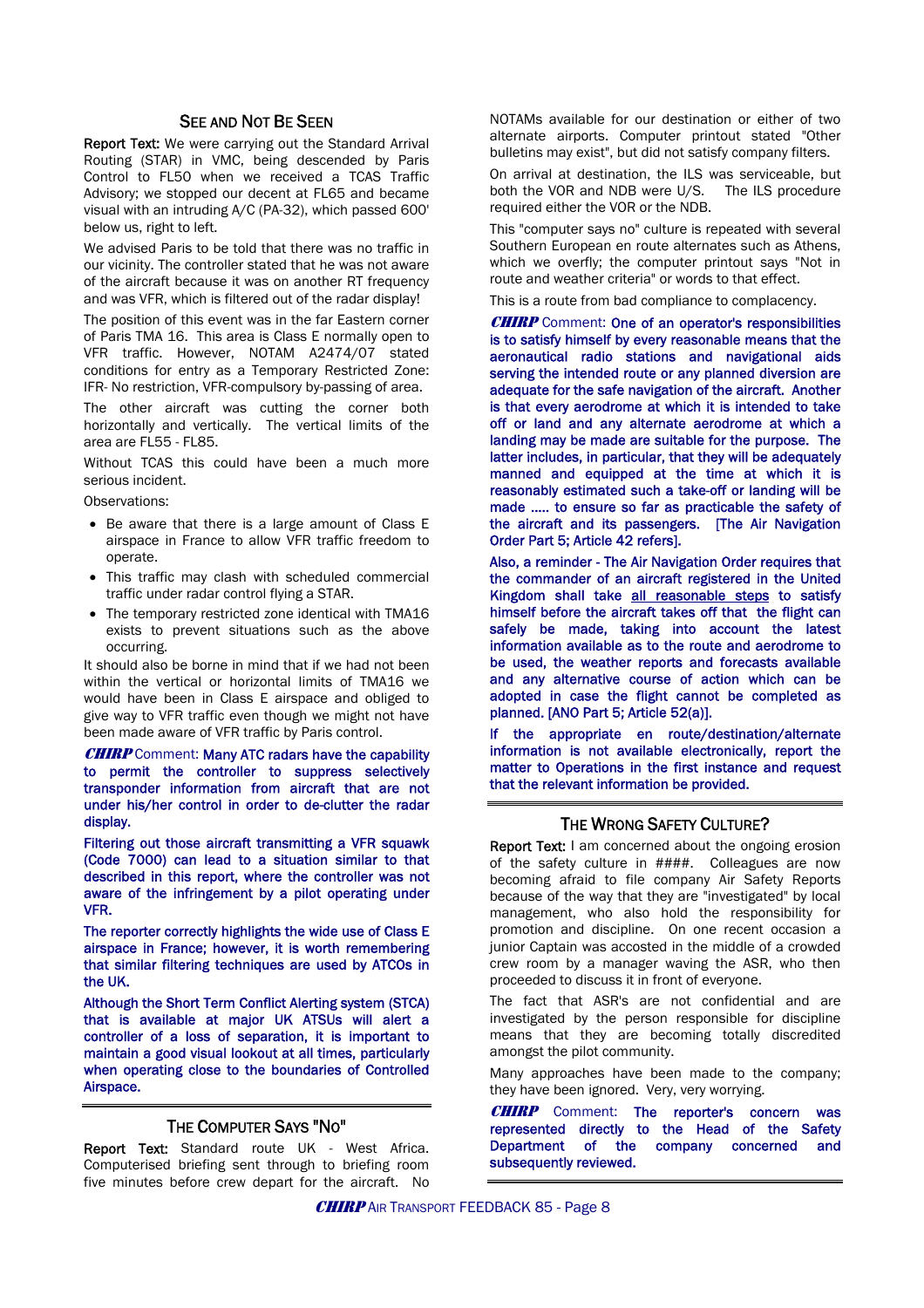## SEE AND NOT BE SEEN

**Report Text:** We were carrying out the Standard Arrival Routing (STAR) in VMC, being descended by Paris Control to FL50 when we received a TCAS Traffic Advisory; we stopped our decent at FL65 and became visual with an intruding A/C (PA-32), which passed 600' below us, right to left.

We advised Paris to be told that there was no traffic in our vicinity. The controller stated that he was not aware of the aircraft because it was on another RT frequency and was VFR, which is filtered out of the radar display!

The position of this event was in the far Eastern corner of Paris TMA 16. This area is Class E normally open to VFR traffic. However, NOTAM A2474/07 stated conditions for entry as a Temporary Restricted Zone: IFR- No restriction, VFR-compulsory by-passing of area.

The other aircraft was cutting the corner both horizontally and vertically. The vertical limits of the area are FL55 - FL85.

Without TCAS this could have been a much more serious incident.

Observations:

- Be aware that there is a large amount of Class E airspace in France to allow VFR traffic freedom to operate.
- This traffic may clash with scheduled commercial traffic under radar control flying a STAR.
- The temporary restricted zone identical with TMA16 exists to prevent situations such as the above occurring.

It should also be borne in mind that if we had not been within the vertical or horizontal limits of TMA16 we would have been in Class E airspace and obliged to give way to VFR traffic even though we might not have been made aware of VFR traffic by Paris control.

***CHIRP*** Comment: Many ATC radars have the capability to permit the controller to suppress selectively transponder information from aircraft that are not under his/her control in order to de-clutter the radar display.

Filtering out those aircraft transmitting a VFR squawk (Code 7000) can lead to a situation similar to that described in this report, where the controller was not aware of the infringement by a pilot operating under VFR.

The reporter correctly highlights the wide use of Class E airspace in France; however, it is worth remembering that similar filtering techniques are used by ATCOs in the UK.

Although the Short Term Conflict Alerting system (STCA) that is available at major UK ATSUs will alert a controller of a loss of separation, it is important to maintain a good visual lookout at all times, particularly when operating close to the boundaries of Controlled Airspace.

## THE COMPUTER SAYS "NO"

**Report Text:** Standard route UK - West Africa. Computerised briefing sent through to briefing room five minutes before crew depart for the aircraft. No NOTAMs available for our destination or either of two alternate airports. Computer printout stated "Other bulletins may exist", but did not satisfy company filters.

On arrival at destination, the ILS was serviceable, but both the VOR and NDB were U/S. The ILS procedure required either the VOR or the NDB.

This "computer says no" culture is repeated with several Southern European en route alternates such as Athens, which we overfly; the computer printout says "Not in route and weather criteria" or words to that effect.

This is a route from bad compliance to complacency.

***CHIRP*** Comment: One of an operator's responsibilities is to satisfy himself by every reasonable means that the aeronautical radio stations and navigational aids serving the intended route or any planned diversion are adequate for the safe navigation of the aircraft. Another is that every aerodrome at which it is intended to take off or land and any alternate aerodrome at which a landing may be made are suitable for the purpose. The latter includes, in particular, that they will be adequately manned and equipped at the time at which it is reasonably estimated such a take-off or landing will be made ..... to ensure so far as practicable the safety of the aircraft and its passengers. [The Air Navigation Order Part 5; Article 42 refers].

Also, a reminder - The Air Navigation Order requires that the commander of an aircraft registered in the United Kingdom shall take <u>all reasonable steps</u> to satisfy himself before the aircraft takes off that the flight can safely be made, taking into account the latest information available as to the route and aerodrome to be used, the weather reports and forecasts available and any alternative course of action which can be adopted in case the flight cannot be completed as planned. [ANO Part 5; Article 52(a)].

If the appropriate en route/destination/alternate information is not available electronically, report the matter to Operations in the first instance and request that the relevant information be provided.

## THE WRONG SAFETY CULTURE?

**Report Text:** I am concerned about the ongoing erosion of the safety culture in ####. Colleagues are now becoming afraid to file company Air Safety Reports because of the way that they are "investigated" by local management, who also hold the responsibility for promotion and discipline. On one recent occasion a junior Captain was accosted in the middle of a crowded crew room by a manager waving the ASR, who then proceeded to discuss it in front of everyone.

The fact that ASR's are not confidential and are investigated by the person responsible for discipline means that they are becoming totally discredited amongst the pilot community.

Many approaches have been made to the company; they have been ignored. Very, very worrying.

***CHIRP*** Comment: The reporter's concern was represented directly to the Head of the Safety Department of the company concerned and subsequently reviewed.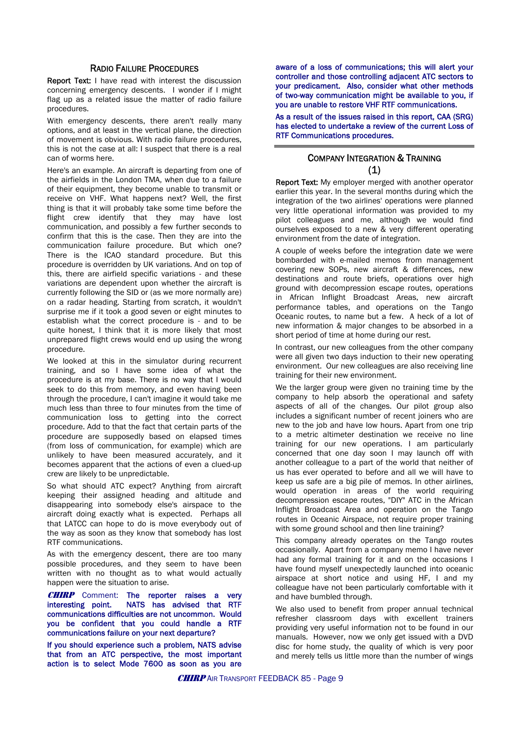## Radio Failure Procedures

**Report Text:** I have read with interest the discussion concerning emergency descents. I wonder if I might flag up as a related issue the matter of radio failure procedures.

With emergency descents, there aren't really many options, and at least in the vertical plane, the direction of movement is obvious. With radio failure procedures, this is not the case at all: I suspect that there is a real can of worms here.

Here's an example. An aircraft is departing from one of the airfields in the London TMA, when due to a failure of their equipment, they become unable to transmit or receive on VHF. What happens next? Well, the first thing is that it will probably take some time before the flight crew identify that they may have lost communication, and possibly a few further seconds to confirm that this is the case. Then they are into the communication failure procedure. But which one? There is the ICAO standard procedure. But this procedure is overridden by UK variations. And on top of this, there are airfield specific variations - and these variations are dependent upon whether the aircraft is currently following the SID or (as we more normally are) on a radar heading. Starting from scratch, it wouldn't surprise me if it took a good seven or eight minutes to establish what the correct procedure is - and to be quite honest, I think that it is more likely that most unprepared flight crews would end up using the wrong procedure.

We looked at this in the simulator during recurrent training, and so I have some idea of what the procedure is at my base. There is no way that I would seek to do this from memory, and even having been through the procedure, I can't imagine it would take me much less than three to four minutes from the time of communication loss to getting into the correct procedure. Add to that the fact that certain parts of the procedure are supposedly based on elapsed times (from loss of communication, for example) which are unlikely to have been measured accurately, and it becomes apparent that the actions of even a clued-up crew are likely to be unpredictable.

So what should ATC expect? Anything from aircraft keeping their assigned heading and altitude and disappearing into somebody else's airspace to the aircraft doing exactly what is expected. Perhaps all that LATCC can hope to do is move everybody out of the way as soon as they know that somebody has lost RTF communications.

As with the emergency descent, there are too many possible procedures, and they seem to have been written with no thought as to what would actually happen were the situation to arise.

***CHIRP*** Comment: **The reporter raises a very interesting point. NATS has advised that RTF communications difficulties are not uncommon. Would you be confident that you could handle a RTF communications failure on your next departure?**

**If you should experience such a problem, NATS advise that from an ATC perspective, the most important action is to select Mode 7600 as soon as you are aware of a loss of communications; this will alert your controller and those controlling adjacent ATC sectors to your predicament. Also, consider what other methods of two-way communication might be available to you, if you are unable to restore VHF RTF communications.**

**As a result of the issues raised in this report, CAA (SRG) has elected to undertake a review of the current Loss of RTF Communications procedures.**

---

## Company Integration & Training (1)

**Report Text:** My employer merged with another operator earlier this year. In the several months during which the integration of the two airlines' operations were planned very little operational information was provided to my pilot colleagues and me, although we would find ourselves exposed to a new & very different operating environment from the date of integration.

A couple of weeks before the integration date we were bombarded with e-mailed memos from management covering new SOPs, new aircraft & differences, new destinations and route briefs, operations over high ground with decompression escape routes, operations in African Inflight Broadcast Areas, new aircraft performance tables, and operations on the Tango Oceanic routes, to name but a few. A heck of a lot of new information & major changes to be absorbed in a short period of time at home during our rest.

In contrast, our new colleagues from the other company were all given two days induction to their new operating environment. Our new colleagues are also receiving line training for their new environment.

We the larger group were given no training time by the company to help absorb the operational and safety aspects of all of the changes. Our pilot group also includes a significant number of recent joiners who are new to the job and have low hours. Apart from one trip to a metric altimeter destination we receive no line training for our new operations. I am particularly concerned that one day soon I may launch off with another colleague to a part of the world that neither of us has ever operated to before and all we will have to keep us safe are a big pile of memos. In other airlines, would operation in areas of the world requiring decompression escape routes, "DIY" ATC in the African Inflight Broadcast Area and operation on the Tango routes in Oceanic Airspace, not require proper training with some ground school and then line training?

This company already operates on the Tango routes occasionally. Apart from a company memo I have never had any formal training for it and on the occasions I have found myself unexpectedly launched into oceanic airspace at short notice and using HF, I and my colleague have not been particularly comfortable with it and have bumbled through.

We also used to benefit from proper annual technical refresher classroom days with excellent trainers providing very useful information not to be found in our manuals. However, now we only get issued with a DVD disc for home study, the quality of which is very poor and merely tells us little more than the number of wings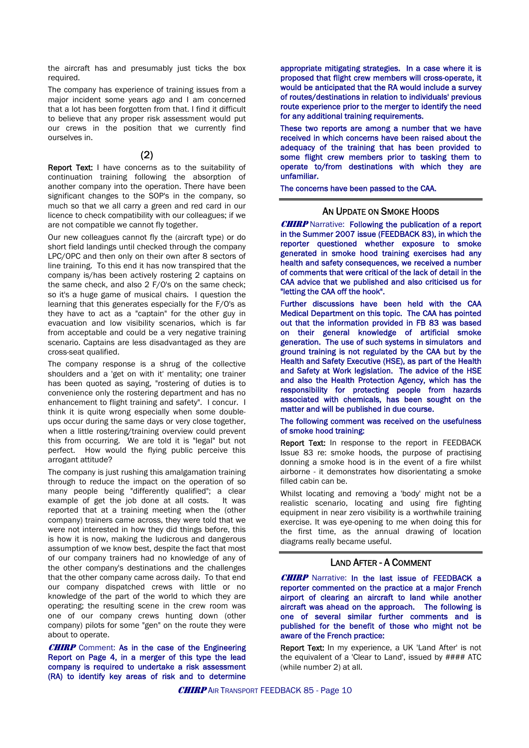the aircraft has and presumably just ticks the box required.

The company has experience of training issues from a major incident some years ago and I am concerned that a lot has been forgotten from that. I find it difficult to believe that any proper risk assessment would put our crews in the position that we currently find ourselves in.

(2)

**Report Text:** I have concerns as to the suitability of continuation training following the absorption of another company into the operation. There have been significant changes to the SOP's in the company, so much so that we all carry a green and red card in our licence to check compatibility with our colleagues; if we are not compatible we cannot fly together.

Our new colleagues cannot fly the (aircraft type) or do short field landings until checked through the company LPC/OPC and then only on their own after 8 sectors of line training. To this end it has now transpired that the company is/has been actively rostering 2 captains on the same check, and also 2 F/O's on the same check; so it's a huge game of musical chairs. I question the learning that this generates especially for the F/O's as they have to act as a "captain" for the other guy in evacuation and low visibility scenarios, which is far from acceptable and could be a very negative training scenario. Captains are less disadvantaged as they are cross-seat qualified.

The company response is a shrug of the collective shoulders and a 'get on with it' mentality; one trainer has been quoted as saying, "rostering of duties is to convenience only the rostering department and has no enhancement to flight training and safety". I concur. I think it is quite wrong especially when some double-ups occur during the same days or very close together, when a little rostering/training overview could prevent this from occurring. We are told it is "legal" but not perfect. How would the flying public perceive this arrogant attitude?

The company is just rushing this amalgamation training through to reduce the impact on the operation of so many people being "differently qualified"; a clear example of get the job done at all costs. It was reported that at a training meeting when the (other company) trainers came across, they were told that we were not interested in how they did things before, this is how it is now, making the ludicrous and dangerous assumption of we know best, despite the fact that most of our company trainers had no knowledge of any of the other company's destinations and the challenges that the other company came across daily. To that end our company dispatched crews with little or no knowledge of the part of the world to which they are operating; the resulting scene in the crew room was one of our company crews hunting down (other company) pilots for some "gen" on the route they were about to operate.

***CHIRP*** Comment: As in the case of the Engineering Report on Page 4, in a merger of this type the lead company is required to undertake a risk assessment (RA) to identify key areas of risk and to determine appropriate mitigating strategies. In a case where it is proposed that flight crew members will cross-operate, it would be anticipated that the RA would include a survey of routes/destinations in relation to individuals' previous route experience prior to the merger to identify the need for any additional training requirements.

These two reports are among a number that we have received in which concerns have been raised about the adequacy of the training that has been provided to some flight crew members prior to tasking them to operate to/from destinations with which they are unfamiliar.

The concerns have been passed to the CAA.

## An Update on Smoke Hoods

***CHIRP*** Narrative: Following the publication of a report in the Summer 2007 issue (FEEDBACK 83), in which the reporter questioned whether exposure to smoke generated in smoke hood training exercises had any health and safety consequences, we received a number of comments that were critical of the lack of detail in the CAA advice that we published and also criticised us for "letting the CAA off the hook".

Further discussions have been held with the CAA Medical Department on this topic. The CAA has pointed out that the information provided in FB 83 was based on their general knowledge of artificial smoke generation. The use of such systems in simulators and ground training is not regulated by the CAA but by the Health and Safety Executive (HSE), as part of the Health and Safety at Work legislation. The advice of the HSE and also the Health Protection Agency, which has the responsibility for protecting people from hazards associated with chemicals, has been sought on the matter and will be published in due course.

The following comment was received on the usefulness of smoke hood training:

**Report Text:** In response to the report in FEEDBACK Issue 83 re: smoke hoods, the purpose of practising donning a smoke hood is in the event of a fire whilst airborne - it demonstrates how disorientating a smoke filled cabin can be.

Whilst locating and removing a 'body' might not be a realistic scenario, locating and using fire fighting equipment in near zero visibility is a worthwhile training exercise. It was eye-opening to me when doing this for the first time, as the annual drawing of location diagrams really became useful.

## Land After - A Comment

***CHIRP*** Narrative: In the last issue of FEEDBACK a reporter commented on the practice at a major French airport of clearing an aircraft to land while another aircraft was ahead on the approach. The following is one of several similar further comments and is published for the benefit of those who might not be aware of the French practice:

**Report Text:** In my experience, a UK 'Land After' is not the equivalent of a 'Clear to Land', issued by #### ATC (while number 2) at all.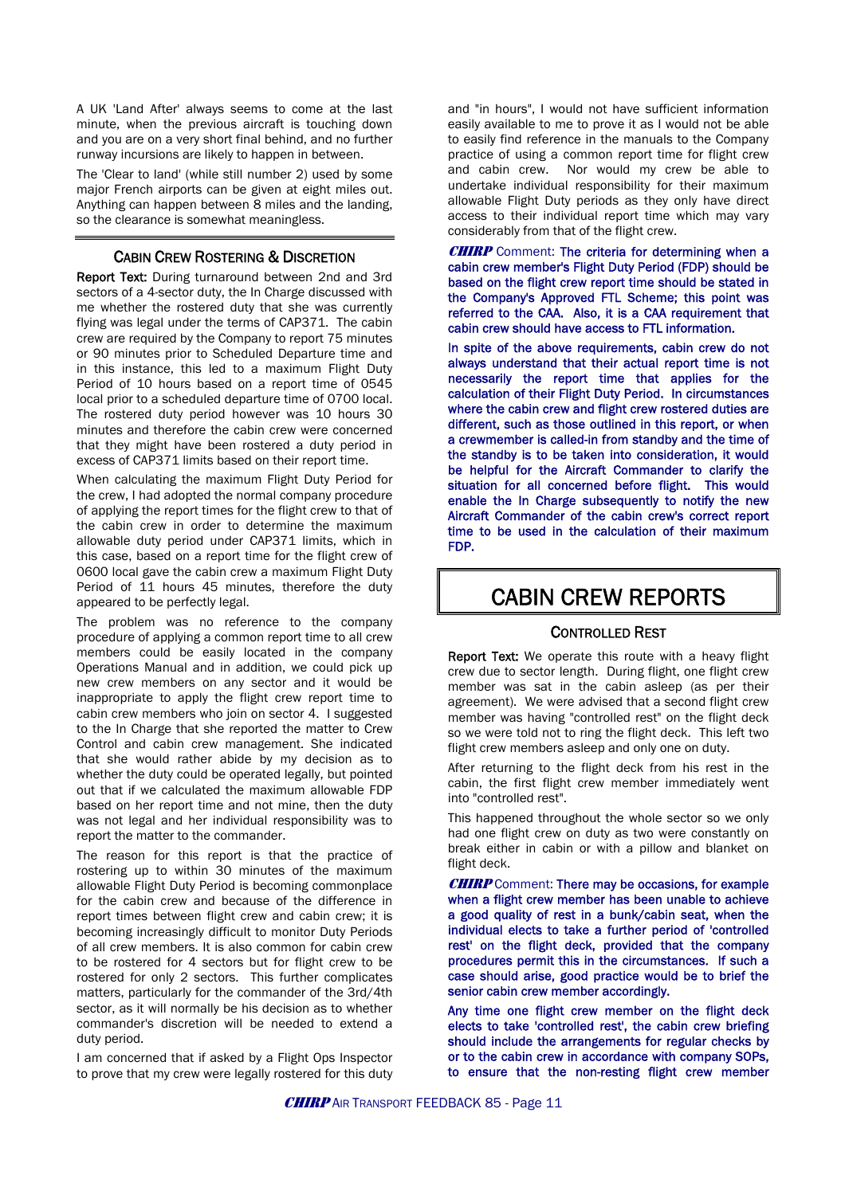A UK 'Land After' always seems to come at the last minute, when the previous aircraft is touching down and you are on a very short final behind, and no further runway incursions are likely to happen in between.

The 'Clear to land' (while still number 2) used by some major French airports can be given at eight miles out. Anything can happen between 8 miles and the landing, so the clearance is somewhat meaningless.

### CABIN CREW ROSTERING & DISCRETION

**Report Text:** During turnaround between 2nd and 3rd sectors of a 4-sector duty, the In Charge discussed with me whether the rostered duty that she was currently flying was legal under the terms of CAP371. The cabin crew are required by the Company to report 75 minutes or 90 minutes prior to Scheduled Departure time and in this instance, this led to a maximum Flight Duty Period of 10 hours based on a report time of 0545 local prior to a scheduled departure time of 0700 local. The rostered duty period however was 10 hours 30 minutes and therefore the cabin crew were concerned that they might have been rostered a duty period in excess of CAP371 limits based on their report time.

When calculating the maximum Flight Duty Period for the crew, I had adopted the normal company procedure of applying the report times for the flight crew to that of the cabin crew in order to determine the maximum allowable duty period under CAP371 limits, which in this case, based on a report time for the flight crew of 0600 local gave the cabin crew a maximum Flight Duty Period of 11 hours 45 minutes, therefore the duty appeared to be perfectly legal.

The problem was no reference to the company procedure of applying a common report time to all crew members could be easily located in the company Operations Manual and in addition, we could pick up new crew members on any sector and it would be inappropriate to apply the flight crew report time to cabin crew members who join on sector 4. I suggested to the In Charge that she reported the matter to Crew Control and cabin crew management. She indicated that she would rather abide by my decision as to whether the duty could be operated legally, but pointed out that if we calculated the maximum allowable FDP based on her report time and not mine, then the duty was not legal and her individual responsibility was to report the matter to the commander.

The reason for this report is that the practice of rostering up to within 30 minutes of the maximum allowable Flight Duty Period is becoming commonplace for the cabin crew and because of the difference in report times between flight crew and cabin crew; it is becoming increasingly difficult to monitor Duty Periods of all crew members. It is also common for cabin crew to be rostered for 4 sectors but for flight crew to be rostered for only 2 sectors. This further complicates matters, particularly for the commander of the 3rd/4th sector, as it will normally be his decision as to whether commander's discretion will be needed to extend a duty period.

I am concerned that if asked by a Flight Ops Inspector to prove that my crew were legally rostered for this duty and "in hours", I would not have sufficient information easily available to me to prove it as I would not be able to easily find reference in the manuals to the Company practice of using a common report time for flight crew and cabin crew. Nor would my crew be able to undertake individual responsibility for their maximum allowable Flight Duty periods as they only have direct access to their individual report time which may vary considerably from that of the flight crew.

***CHIRP*** Comment: The criteria for determining when a cabin crew member's Flight Duty Period (FDP) should be based on the flight crew report time should be stated in the Company's Approved FTL Scheme; this point was referred to the CAA. Also, it is a CAA requirement that cabin crew should have access to FTL information.

In spite of the above requirements, cabin crew do not always understand that their actual report time is not necessarily the report time that applies for the calculation of their Flight Duty Period. In circumstances where the cabin crew and flight crew rostered duties are different, such as those outlined in this report, or when a crewmember is called-in from standby and the time of the standby is to be taken into consideration, it would be helpful for the Aircraft Commander to clarify the situation for all concerned before flight. This would enable the In Charge subsequently to notify the new Aircraft Commander of the cabin crew's correct report time to be used in the calculation of their maximum FDP.

## CABIN CREW REPORTS

### CONTROLLED REST

**Report Text:** We operate this route with a heavy flight crew due to sector length. During flight, one flight crew member was sat in the cabin asleep (as per their agreement). We were advised that a second flight crew member was having "controlled rest" on the flight deck so we were told not to ring the flight deck. This left two flight crew members asleep and only one on duty.

After returning to the flight deck from his rest in the cabin, the first flight crew member immediately went into "controlled rest".

This happened throughout the whole sector so we only had one flight crew on duty as two were constantly on break either in cabin or with a pillow and blanket on flight deck.

***CHIRP*** Comment: There may be occasions, for example when a flight crew member has been unable to achieve a good quality of rest in a bunk/cabin seat, when the individual elects to take a further period of 'controlled rest' on the flight deck, provided that the company procedures permit this in the circumstances. If such a case should arise, good practice would be to brief the senior cabin crew member accordingly.

Any time one flight crew member on the flight deck elects to take 'controlled rest', the cabin crew briefing should include the arrangements for regular checks by or to the cabin crew in accordance with company SOPs, to ensure that the non-resting flight crew member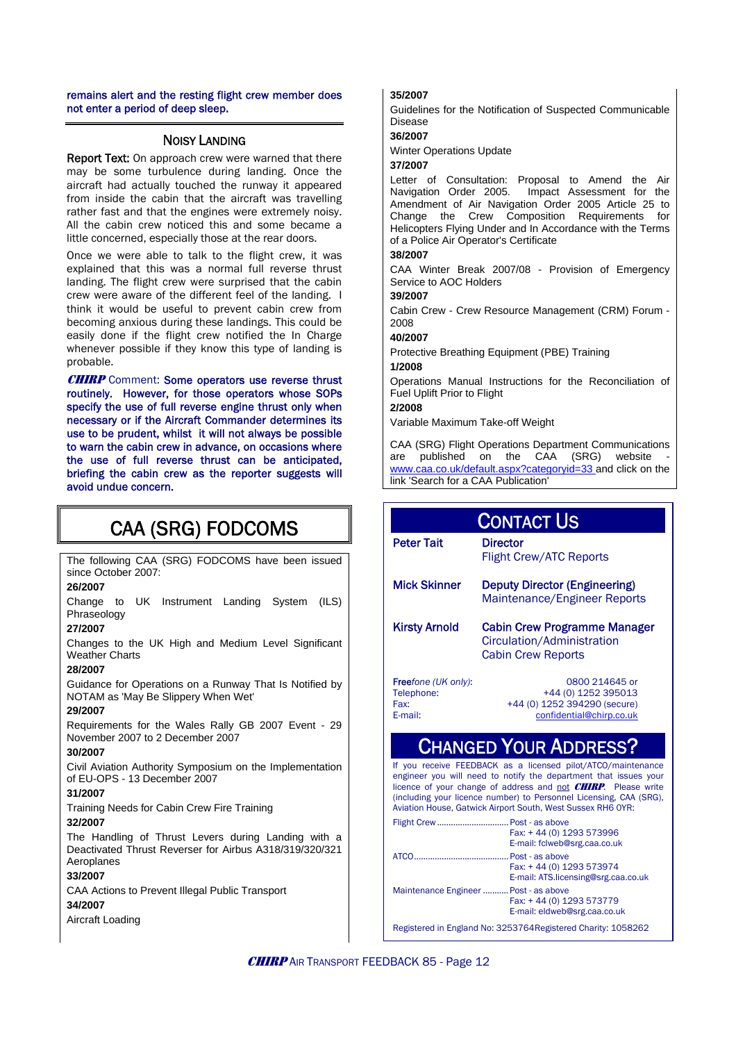remains alert and the resting flight crew member does not enter a period of deep sleep.

## NOISY LANDING

**Report Text:** On approach crew were warned that there may be some turbulence during landing. Once the aircraft had actually touched the runway it appeared from inside the cabin that the aircraft was travelling rather fast and that the engines were extremely noisy. All the cabin crew noticed this and some became a little concerned, especially those at the rear doors.

Once we were able to talk to the flight crew, it was explained that this was a normal full reverse thrust landing. The flight crew were surprised that the cabin crew were aware of the different feel of the landing. I think it would be useful to prevent cabin crew from becoming anxious during these landings. This could be easily done if the flight crew notified the In Charge whenever possible if they know this type of landing is probable.

***CHIRP*** Comment: Some operators use reverse thrust routinely. However, for those operators whose SOPs specify the use of full reverse engine thrust only when necessary or if the Aircraft Commander determines its use to be prudent, whilst it will not always be possible to warn the cabin crew in advance, on occasions where the use of full reverse thrust can be anticipated, briefing the cabin crew as the reporter suggests will avoid undue concern.

# CAA (SRG) FODCOMS

The following CAA (SRG) FODCOMS have been issued since October 2007:

**26/2007**

Change to UK Instrument Landing System (ILS) Phraseology

**27/2007**

Changes to the UK High and Medium Level Significant Weather Charts

**28/2007**

Guidance for Operations on a Runway That Is Notified by NOTAM as 'May Be Slippery When Wet'

**29/2007**

Requirements for the Wales Rally GB 2007 Event - 29 November 2007 to 2 December 2007

**30/2007**

Civil Aviation Authority Symposium on the Implementation of EU-OPS - 13 December 2007

**31/2007**

Training Needs for Cabin Crew Fire Training

**32/2007**

The Handling of Thrust Levers during Landing with a Deactivated Thrust Reverser for Airbus A318/319/320/321 Aeroplanes

**33/2007**

CAA Actions to Prevent Illegal Public Transport

**34/2007**

Aircraft Loading

**35/2007**

Guidelines for the Notification of Suspected Communicable Disease

**36/2007**

Winter Operations Update

**37/2007**

Letter of Consultation: Proposal to Amend the Air Navigation Order 2005. Impact Assessment for the Amendment of Air Navigation Order 2005 Article 25 to Change the Crew Composition Requirements for Helicopters Flying Under and In Accordance with the Terms of a Police Air Operator's Certificate

**38/2007**

CAA Winter Break 2007/08 - Provision of Emergency Service to AOC Holders

**39/2007**

Cabin Crew - Crew Resource Management (CRM) Forum - 2008

**40/2007**

Protective Breathing Equipment (PBE) Training

**1/2008**

Operations Manual Instructions for the Reconciliation of Fuel Uplift Prior to Flight

**2/2008**

Variable Maximum Take-off Weight

CAA (SRG) Flight Operations Department Communications are published on the CAA (SRG) website - www.caa.co.uk/default.aspx?categoryid=33 and click on the link 'Search for a CAA Publication'

## CONTACT US

**Peter Tait** — **Director**
Flight Crew/ATC Reports

**Mick Skinner** — **Deputy Director (Engineering)**
Maintenance/Engineer Reports

**Kirsty Arnold** — **Cabin Crew Programme Manager**
Circulation/Administration
Cabin Crew Reports

**Free***fone (UK only)*: 0800 214645 or
Telephone: +44 (0) 1252 395013
Fax: +44 (0) 1252 394290 (secure)
E-mail: confidential@chirp.co.uk

## CHANGED YOUR ADDRESS?

If you receive FEEDBACK as a licensed pilot/ATCO/maintenance engineer you will need to notify the department that issues your licence of your change of address and not ***CHIRP***. Please write (including your licence number) to Personnel Licensing, CAA (SRG), Aviation House, Gatwick Airport South, West Sussex RH6 0YR:

Flight Crew .............................. Post - as above
Fax: + 44 (0) 1293 573996
E-mail: fclweb@srg.caa.co.uk

ATCO........................................ Post - as above
Fax: + 44 (0) 1293 573974
E-mail: ATS.licensing@srg.caa.co.uk

Maintenance Engineer .......... Post - as above
Fax: + 44 (0) 1293 573779
E-mail: eldweb@srg.caa.co.uk

Registered in England No: 3253764Registered Charity: 1058262